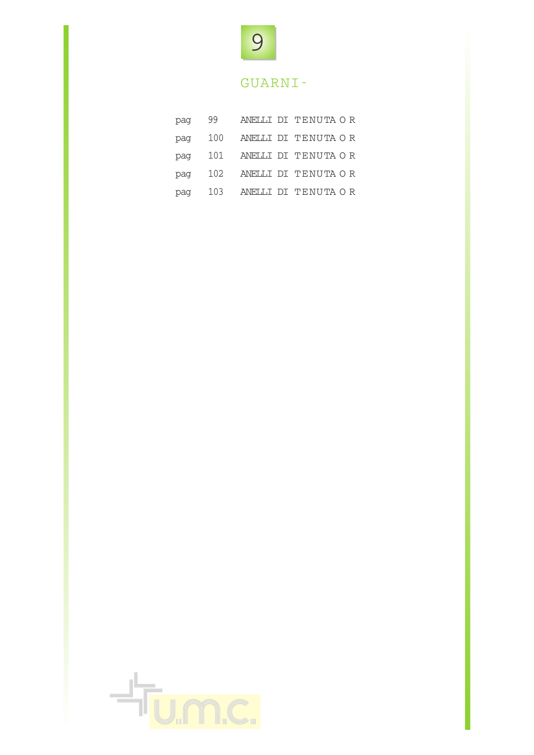# 9

## GUARNI-

| | | |
|---|---|---|
| pag | 99 | ANELLI DI TENUTA O R |
| pag | 100 | ANELLI DI TENUTA O R |
| pag | 101 | ANELLI DI TENUTA O R |
| pag | 102 | ANELLI DI TENUTA O R |
| pag | 103 | ANELLI DI TENUTA O R |

U.M.C.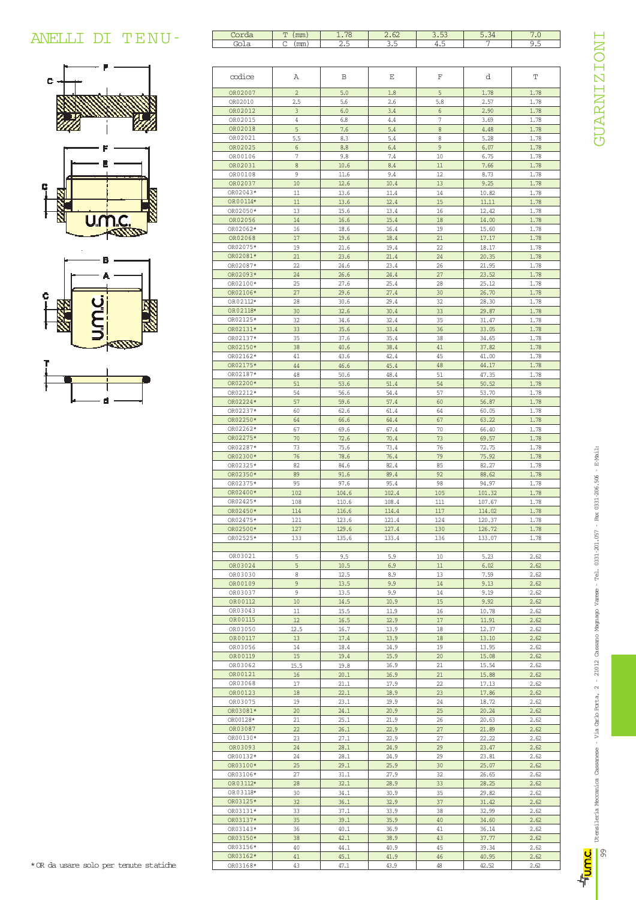# ANELLI DI TENUTA

# GUARNIZIONI

| Corda | T (mm) | 1.78 | 2.62 | 3.53 | 5.34 | 7.0 |
|---|---|---|---|---|---|---|
| Gola | C (mm) | 2.5 | 3.5 | 4.5 | 7 | 9.5 |

| codice | A | B | E | F | d | T |
|---|---|---|---|---|---|---|
| OR02007 | 2 | 5.0 | 1.8 | 5 | 1.78 | 1.78 |
| OR02010 | 2.5 | 5.6 | 2.6 | 5.8 | 2.57 | 1.78 |
| OR02012 | 3 | 6.0 | 3.4 | 6 | 2.90 | 1.78 |
| OR02015 | 4 | 6.8 | 4.4 | 7 | 3.69 | 1.78 |
| OR02018 | 5 | 7.6 | 5.4 | 8 | 4.48 | 1.78 |
| OR02021 | 5.5 | 8.3 | 5.4 | 8 | 5.28 | 1.78 |
| OR02025 | 6 | 8.8 | 6.4 | 9 | 6.07 | 1.78 |
| OR00106 | 7 | 9.8 | 7.4 | 10 | 6.75 | 1.78 |
| OR02031 | 8 | 10.6 | 8.4 | 11 | 7.66 | 1.78 |
| OR00108 | 9 | 11.6 | 9.4 | 12 | 8.73 | 1.78 |
| OR02037 | 10 | 12.6 | 10.4 | 13 | 9.25 | 1.78 |
| OR02043* | 11 | 13.6 | 11.4 | 14 | 10.82 | 1.78 |
| OR00114* | 11 | 13.6 | 12.4 | 15 | 11.11 | 1.78 |
| OR02050* | 13 | 15.6 | 13.4 | 16 | 12.42 | 1.78 |
| OR02056 | 14 | 16.6 | 15.4 | 18 | 14.00 | 1.78 |
| OR02062* | 16 | 18.6 | 16.4 | 19 | 15.60 | 1.78 |
| OR02068 | 17 | 19.6 | 18.4 | 21 | 17.17 | 1.78 |
| OR02075* | 19 | 21.6 | 19.4 | 22 | 18.17 | 1.78 |
| OR02081* | 21 | 23.6 | 21.4 | 24 | 20.35 | 1.78 |
| OR02087* | 22 | 24.6 | 23.4 | 26 | 21.95 | 1.78 |
| OR02093* | 24 | 26.6 | 24.4 | 27 | 23.52 | 1.78 |
| OR02100* | 25 | 27.6 | 25.4 | 28 | 25.12 | 1.78 |
| OR02106* | 27 | 29.6 | 27.4 | 30 | 26.70 | 1.78 |
| OR02112* | 28 | 30.6 | 29.4 | 32 | 28.30 | 1.78 |
| OR02118* | 30 | 32.6 | 30.4 | 33 | 29.87 | 1.78 |
| OR02125* | 32 | 34.6 | 32.4 | 35 | 31.47 | 1.78 |
| OR02131* | 33 | 35.6 | 33.4 | 36 | 33.05 | 1.78 |
| OR02137* | 35 | 37.6 | 35.4 | 38 | 34.65 | 1.78 |
| OR02150* | 38 | 40.6 | 38.4 | 41 | 37.82 | 1.78 |
| OR02162* | 41 | 43.6 | 42.4 | 45 | 41.00 | 1.78 |
| OR02175* | 44 | 46.6 | 45.4 | 48 | 44.17 | 1.78 |
| OR02187* | 48 | 50.6 | 48.4 | 51 | 47.35 | 1.78 |
| OR02200* | 51 | 53.6 | 51.4 | 54 | 50.52 | 1.78 |
| OR02212* | 54 | 56.6 | 54.4 | 57 | 53.70 | 1.78 |
| OR02224* | 57 | 59.6 | 57.4 | 60 | 56.87 | 1.78 |
| OR02237* | 60 | 62.6 | 61.4 | 64 | 60.05 | 1.78 |
| OR02250* | 64 | 66.6 | 64.4 | 67 | 63.22 | 1.78 |
| OR02262* | 67 | 69.6 | 67.4 | 70 | 66.40 | 1.78 |
| OR02275* | 70 | 72.6 | 70.4 | 73 | 69.57 | 1.78 |
| OR02287* | 73 | 75.6 | 73.4 | 76 | 72.75 | 1.78 |
| OR02300* | 76 | 78.6 | 76.4 | 79 | 75.92 | 1.78 |
| OR02325* | 82 | 84.6 | 82.4 | 85 | 82.27 | 1.78 |
| OR02350* | 89 | 91.6 | 89.4 | 92 | 88.62 | 1.78 |
| OR02375* | 95 | 97.6 | 95.4 | 98 | 94.97 | 1.78 |
| OR02400* | 102 | 104.6 | 102.4 | 105 | 101.32 | 1.78 |
| OR02425* | 108 | 110.6 | 108.4 | 111 | 107.67 | 1.78 |
| OR02450* | 114 | 116.6 | 114.4 | 117 | 114.02 | 1.78 |
| OR02475* | 121 | 123.6 | 121.4 | 124 | 120.37 | 1.78 |
| OR02500* | 127 | 129.6 | 127.4 | 130 | 126.72 | 1.78 |
| OR02525* | 133 | 135.6 | 133.4 | 136 | 133.07 | 1.78 |
| | | | | | | |
| OR03021 | 5 | 9.5 | 5.9 | 10 | 5.23 | 2.62 |
| OR03024 | 5 | 10.5 | 6.9 | 11 | 6.02 | 2.62 |
| OR03030 | 8 | 12.5 | 8.9 | 13 | 7.59 | 2.62 |
| OR00109 | 9 | 13.5 | 9.9 | 14 | 9.13 | 2.62 |
| OR03037 | 9 | 13.5 | 9.9 | 14 | 9.19 | 2.62 |
| OR00112 | 10 | 14.5 | 10.9 | 15 | 9.92 | 2.62 |
| OR03043 | 11 | 15.5 | 11.9 | 16 | 10.78 | 2.62 |
| OR00115 | 12 | 16.5 | 12.9 | 17 | 11.91 | 2.62 |
| OR03050 | 12.5 | 16.7 | 13.9 | 18 | 12.37 | 2.62 |
| OR00117 | 13 | 17.4 | 13.9 | 18 | 13.10 | 2.62 |
| OR03056 | 14 | 18.4 | 14.9 | 19 | 13.95 | 2.62 |
| OR00119 | 15 | 19.4 | 15.9 | 20 | 15.08 | 2.62 |
| OR03062 | 15.5 | 19.8 | 16.9 | 21 | 15.54 | 2.62 |
| OR00121 | 16 | 20.1 | 16.9 | 21 | 15.88 | 2.62 |
| OR03068 | 17 | 21.1 | 17.9 | 22 | 17.13 | 2.62 |
| OR00123 | 18 | 22.1 | 18.9 | 23 | 17.86 | 2.62 |
| OR03075 | 19 | 23.1 | 19.9 | 24 | 18.72 | 2.62 |
| OR03081* | 20 | 24.1 | 20.9 | 25 | 20.24 | 2.62 |
| OR00128* | 21 | 25.1 | 21.9 | 26 | 20.63 | 2.62 |
| OR03087 | 22 | 26.1 | 22.9 | 27 | 21.89 | 2.62 |
| OR00130* | 23 | 27.1 | 22.9 | 27 | 22.22 | 2.62 |
| OR03093 | 24 | 28.1 | 24.9 | 29 | 23.47 | 2.62 |
| OR00132* | 24 | 28.1 | 24.9 | 29 | 23.81 | 2.62 |
| OR03100* | 25 | 29.1 | 25.9 | 30 | 25.07 | 2.62 |
| OR03106* | 27 | 31.1 | 27.9 | 32 | 26.65 | 2.62 |
| OR03112* | 28 | 32.1 | 28.9 | 33 | 28.25 | 2.62 |
| OR03118* | 30 | 34.1 | 30.9 | 35 | 29.82 | 2.62 |
| OR03125* | 32 | 36.1 | 32.9 | 37 | 31.42 | 2.62 |
| OR03131* | 33 | 37.1 | 33.9 | 38 | 32.99 | 2.62 |
| OR03137* | 35 | 39.1 | 35.9 | 40 | 34.60 | 2.62 |
| OR03143* | 36 | 40.1 | 36.9 | 41 | 36.14 | 2.62 |
| OR03150* | 38 | 42.1 | 38.9 | 43 | 37.77 | 2.62 |
| OR03156* | 40 | 44.1 | 40.9 | 45 | 39.34 | 2.62 |
| OR03162* | 41 | 45.1 | 41.9 | 46 | 40.95 | 2.62 |
| OR03168* | 43 | 47.1 | 43.9 | 48 | 42.52 | 2.62 |

* OR da usare solo per tenute statiche

Utensileria Meccanica Cassanese - Via Carlo Porta, 2 - 21012 Cassano Magnago Varese - Tel. 0331-201.057 - Fax 0331-206.506 - E-Mail: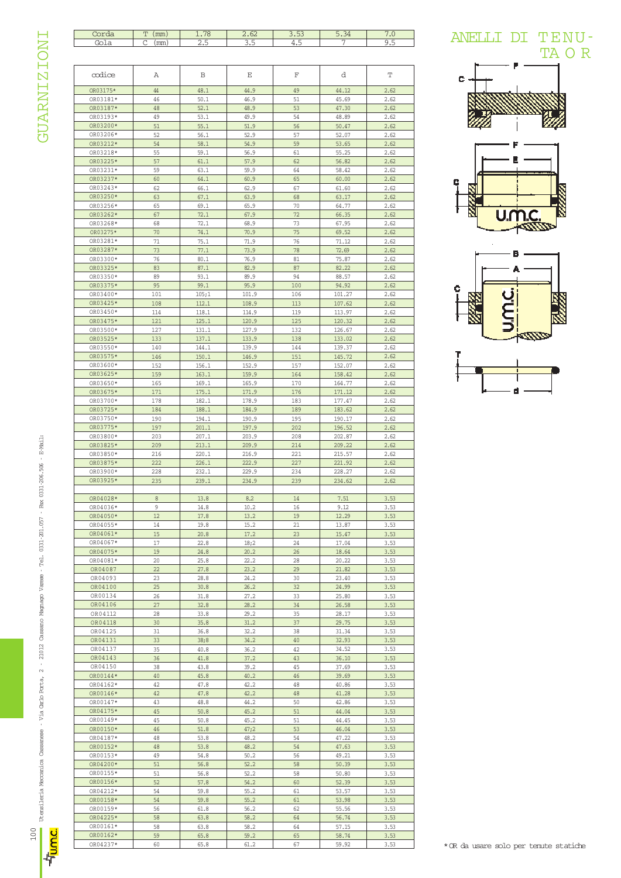# ANELLI DI TENUTA O R

GUARNIZIONI

| Corda | T (mm) | 1.78 | 2.62 | 3.53 | 5.34 | 7.0 |
|---|---|---|---|---|---|---|
| Gola | C (mm) | 2.5 | 3.5 | 4.5 | 7 | 9.5 |

| codice | A | B | E | F | d | T |
|---|---|---|---|---|---|---|
| OR03175* | 44 | 48.1 | 44.9 | 49 | 44.12 | 2.62 |
| OR03181* | 46 | 50.1 | 46.9 | 51 | 45.69 | 2.62 |
| OR03187* | 48 | 52.1 | 48.9 | 53 | 47.30 | 2.62 |
| OR03193* | 49 | 53.1 | 49.9 | 54 | 48.89 | 2.62 |
| OR03200* | 51 | 55.1 | 51.9 | 56 | 50.47 | 2.62 |
| OR03206* | 52 | 56.1 | 52.9 | 57 | 52.07 | 2.62 |
| OR03212* | 54 | 58.1 | 54.9 | 59 | 53.65 | 2.62 |
| OR03218* | 55 | 59.1 | 56.9 | 61 | 55.25 | 2.62 |
| OR03225* | 57 | 61.1 | 57.9 | 62 | 56.82 | 2.62 |
| OR03231* | 59 | 63.1 | 59.9 | 64 | 58.42 | 2.62 |
| OR03237* | 60 | 64.1 | 60.9 | 65 | 60.00 | 2.62 |
| OR03243* | 62 | 66.1 | 62.9 | 67 | 61.60 | 2.62 |
| OR03250* | 63 | 67.1 | 63.9 | 68 | 63.17 | 2.62 |
| OR03256* | 65 | 69.1 | 65.9 | 70 | 64.77 | 2.62 |
| OR03262* | 67 | 72.1 | 67.9 | 72 | 66.35 | 2.62 |
| OR03268* | 68 | 72.1 | 68.9 | 73 | 67.95 | 2.62 |
| OR03275* | 70 | 74.1 | 70.9 | 75 | 69.52 | 2.62 |
| OR03281* | 71 | 75.1 | 71.9 | 76 | 71.12 | 2.62 |
| OR03287* | 73 | 77.1 | 73.9 | 78 | 72.69 | 2.62 |
| OR03300* | 76 | 80.1 | 76.9 | 81 | 75.87 | 2.62 |
| OR03325* | 83 | 87.1 | 82.9 | 87 | 82.22 | 2.62 |
| OR03350* | 89 | 93.1 | 89.9 | 94 | 88.57 | 2.62 |
| OR03375* | 95 | 99.1 | 95.9 | 100 | 94.92 | 2.62 |
| OR03400* | 101 | 105;1 | 101.9 | 106 | 101.27 | 2.62 |
| OR03425* | 108 | 112.1 | 108.9 | 113 | 107.62 | 2.62 |
| OR03450* | 114 | 118.1 | 114.9 | 119 | 113.97 | 2.62 |
| OR03475* | 121 | 125.1 | 120.9 | 125 | 120.32 | 2.62 |
| OR03500* | 127 | 131.1 | 127.9 | 132 | 126.67 | 2.62 |
| OR03525* | 133 | 137.1 | 133.9 | 138 | 133.02 | 2.62 |
| OR03550* | 140 | 144.1 | 139.9 | 144 | 139.37 | 2.62 |
| OR03575* | 146 | 150.1 | 146.9 | 151 | 145.72 | 2.62 |
| OR03600* | 152 | 156.1 | 152.9 | 157 | 152.07 | 2.62 |
| OR03625* | 159 | 163.1 | 159.9 | 164 | 158.42 | 2.62 |
| OR03650* | 165 | 169.1 | 165.9 | 170 | 164.77 | 2.62 |
| OR03675* | 171 | 175.1 | 171.9 | 176 | 171.12 | 2.62 |
| OR03700* | 178 | 182.1 | 178.9 | 183 | 177.47 | 2.62 |
| OR03725* | 184 | 188.1 | 184.9 | 189 | 183.62 | 2.62 |
| OR03750* | 190 | 194.1 | 190.9 | 195 | 190.17 | 2.62 |
| OR03775* | 197 | 201.1 | 197.9 | 202 | 196.52 | 2.62 |
| OR03800* | 203 | 207.1 | 203.9 | 208 | 202.87 | 2.62 |
| OR03825* | 209 | 213.1 | 209.9 | 214 | 209.22 | 2.62 |
| OR03850* | 216 | 220.1 | 216.9 | 221 | 215.57 | 2.62 |
| OR03875* | 222 | 226.1 | 222.9 | 227 | 221.92 | 2.62 |
| OR03900* | 228 | 232.1 | 229.9 | 234 | 228.27 | 2.62 |
| OR03925* | 235 | 239.1 | 234.9 | 239 | 234.62 | 2.62 |
| | | | | | | |
| OR04028* | 8 | 13.8 | 8.2 | 14 | 7.51 | 3.53 |
| OR04036* | 9 | 14.8 | 10.2 | 16 | 9.12 | 3.53 |
| OR04050* | 12 | 17.8 | 13.2 | 19 | 12.29 | 3.53 |
| OR04055* | 14 | 19.8 | 15.2 | 21 | 13.87 | 3.53 |
| OR04061* | 15 | 20.8 | 17.2 | 23 | 15.47 | 3.53 |
| OR04067* | 17 | 22.8 | 18;2 | 24 | 17.04 | 3.53 |
| OR04075* | 19 | 24.8 | 20.2 | 26 | 18.64 | 3.53 |
| OR04081* | 20 | 25.8 | 22.2 | 28 | 20.22 | 3.53 |
| OR04087 | 22 | 27.8 | 23.2 | 29 | 21.82 | 3.53 |
| OR04093 | 23 | 28.8 | 24.2 | 30 | 23.40 | 3.53 |
| OR04100 | 25 | 30.8 | 26.2 | 32 | 24.99 | 3.53 |
| OR00134 | 26 | 31.8 | 27.2 | 33 | 25.80 | 3.53 |
| OR04106 | 27 | 32.8 | 28.2 | 34 | 26.58 | 3.53 |
| OR04112 | 28 | 33.8 | 29.2 | 35 | 28.17 | 3.53 |
| OR04118 | 30 | 35.8 | 31.2 | 37 | 29.75 | 3.53 |
| OR04125 | 31 | 36.8 | 32.2 | 38 | 31.34 | 3.53 |
| OR04131 | 33 | 38;8 | 34.2 | 40 | 32.93 | 3.53 |
| OR04137 | 35 | 40.8 | 36.2 | 42 | 34.52 | 3.53 |
| OR04143 | 36 | 41.8 | 37.2 | 43 | 36.10 | 3.53 |
| OR04150 | 38 | 43.8 | 39.2 | 45 | 37.69 | 3.53 |
| OR00144* | 40 | 45.8 | 40.2 | 46 | 39.69 | 3.53 |
| OR04162* | 42 | 47.8 | 42.2 | 48 | 40.86 | 3.53 |
| OR00146* | 42 | 47.8 | 42.2 | 48 | 41.28 | 3.53 |
| OR00147* | 43 | 48.8 | 44.2 | 50 | 42.86 | 3.53 |
| OR04175* | 45 | 50.8 | 45.2 | 51 | 44.04 | 3.53 |
| OR00149* | 45 | 50.8 | 45.2 | 51 | 44.45 | 3.53 |
| OR00150* | 46 | 51.8 | 47;2 | 53 | 46.04 | 3.53 |
| OR04187* | 48 | 53.8 | 48.2 | 54 | 47.22 | 3.53 |
| OR00152* | 48 | 53.8 | 48.2 | 54 | 47.63 | 3.53 |
| OR00153* | 49 | 54.8 | 50.2 | 56 | 49.21 | 3.53 |
| OR04200* | 51 | 56.8 | 52.2 | 58 | 50.39 | 3.53 |
| OR00155* | 51 | 56.8 | 52.2 | 58 | 50.80 | 3.53 |
| OR00156* | 52 | 57.8 | 54.2 | 60 | 52.39 | 3.53 |
| OR04212* | 54 | 59.8 | 55.2 | 61 | 53.57 | 3.53 |
| OR00158* | 54 | 59.8 | 55.2 | 61 | 53.98 | 3.53 |
| OR00159* | 56 | 61.8 | 56.2 | 62 | 55.56 | 3.53 |
| OR04225* | 58 | 63.8 | 58.2 | 64 | 56.74 | 3.53 |
| OR00161* | 58 | 63.8 | 58.2 | 64 | 57.15 | 3.53 |
| OR00162* | 59 | 65.8 | 59.2 | 65 | 58.74 | 3.53 |
| OR04237* | 60 | 65.8 | 61.2 | 67 | 59.92 | 3.53 |

*OR da usare solo per tenute statiche

Utensileria Meccanica Cassanese - Via Carlo Porta, 2 - 21012 Cassano Magnago Varese - Tel. 0331-201.057 - Fax 0331-206.506 - E-Mail: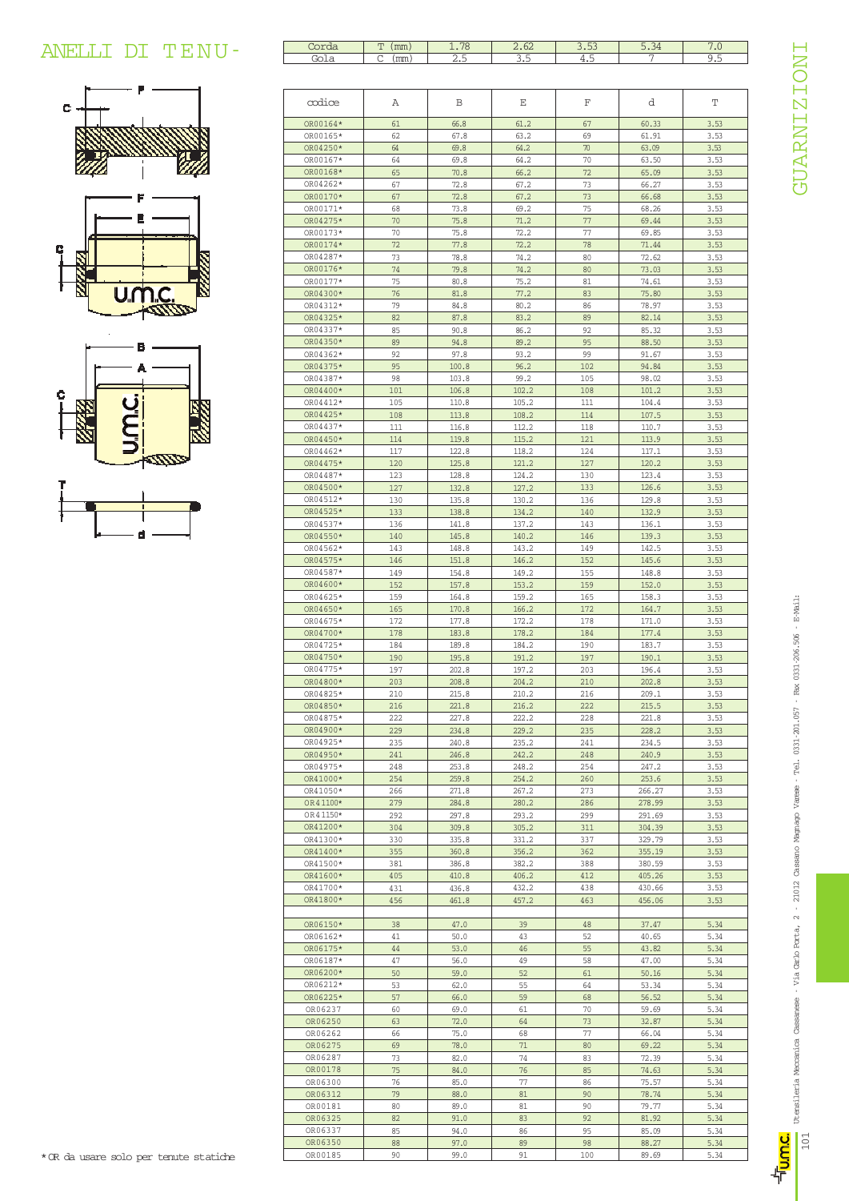# ANELLI DI TENUTA

| Corda | T (mm) | 1.78 | 2.62 | 3.53 | 5.34 | 7.0 |
|---|---|---|---|---|---|---|
| Gola | C (mm) | 2.5 | 3.5 | 4.5 | 7 | 9.5 |

| codice | A | B | E | F | d | T |
|---|---|---|---|---|---|---|
| OR00164* | 61 | 66.8 | 61.2 | 67 | 60.33 | 3.53 |
| OR00165* | 62 | 67.8 | 63.2 | 69 | 61.91 | 3.53 |
| OR04250* | 64 | 69.8 | 64.2 | 70 | 63.09 | 3.53 |
| OR00167* | 64 | 69.8 | 64.2 | 70 | 63.50 | 3.53 |
| OR00168* | 65 | 70.8 | 66.2 | 72 | 65.09 | 3.53 |
| OR04262* | 67 | 72.8 | 67.2 | 73 | 66.27 | 3.53 |
| OR00170* | 67 | 72.8 | 67.2 | 73 | 66.68 | 3.53 |
| OR00171* | 68 | 73.8 | 69.2 | 75 | 68.26 | 3.53 |
| OR04275* | 70 | 75.8 | 71.2 | 77 | 69.44 | 3.53 |
| OR00173* | 70 | 75.8 | 72.2 | 77 | 69.85 | 3.53 |
| OR00174* | 72 | 77.8 | 72.2 | 78 | 71.44 | 3.53 |
| OR04287* | 73 | 78.8 | 74.2 | 80 | 72.62 | 3.53 |
| OR00176* | 74 | 79.8 | 74.2 | 80 | 73.03 | 3.53 |
| OR00177* | 75 | 80.8 | 75.2 | 81 | 74.61 | 3.53 |
| OR04300* | 76 | 81.8 | 77.2 | 83 | 75.80 | 3.53 |
| OR04312* | 79 | 84.8 | 80.2 | 86 | 78.97 | 3.53 |
| OR04325* | 82 | 87.8 | 83.2 | 89 | 82.14 | 3.53 |
| OR04337* | 85 | 90.8 | 86.2 | 92 | 85.32 | 3.53 |
| OR04350* | 89 | 94.8 | 89.2 | 95 | 88.50 | 3.53 |
| OR04362* | 92 | 97.8 | 93.2 | 99 | 91.67 | 3.53 |
| OR04375* | 95 | 100.8 | 96.2 | 102 | 94.84 | 3.53 |
| OR04387* | 98 | 103.8 | 99.2 | 105 | 98.02 | 3.53 |
| OR04400* | 101 | 106.8 | 102.2 | 108 | 101.2 | 3.53 |
| OR04412* | 105 | 110.8 | 105.2 | 111 | 104.4 | 3.53 |
| OR04425* | 108 | 113.8 | 108.2 | 114 | 107.5 | 3.53 |
| OR04437* | 111 | 116.8 | 112.2 | 118 | 110.7 | 3.53 |
| OR04450* | 114 | 119.8 | 115.2 | 121 | 113.9 | 3.53 |
| OR04462* | 117 | 122.8 | 118.2 | 124 | 117.1 | 3.53 |
| OR04475* | 120 | 125.8 | 121.2 | 127 | 120.2 | 3.53 |
| OR04487* | 123 | 128.8 | 124.2 | 130 | 123.4 | 3.53 |
| OR04500* | 127 | 132.8 | 127.2 | 133 | 126.6 | 3.53 |
| OR04512* | 130 | 135.8 | 130.2 | 136 | 129.8 | 3.53 |
| OR04525* | 133 | 138.8 | 134.2 | 140 | 132.9 | 3.53 |
| OR04537* | 136 | 141.8 | 137.2 | 143 | 136.1 | 3.53 |
| OR04550* | 140 | 145.8 | 140.2 | 146 | 139.3 | 3.53 |
| OR04562* | 143 | 148.8 | 143.2 | 149 | 142.5 | 3.53 |
| OR04575* | 146 | 151.8 | 146.2 | 152 | 145.6 | 3.53 |
| OR04587* | 149 | 154.8 | 149.2 | 155 | 148.8 | 3.53 |
| OR04600* | 152 | 157.8 | 153.2 | 159 | 152.0 | 3.53 |
| OR04625* | 159 | 164.8 | 159.2 | 165 | 158.3 | 3.53 |
| OR04650* | 165 | 170.8 | 166.2 | 172 | 164.7 | 3.53 |
| OR04675* | 172 | 177.8 | 172.2 | 178 | 171.0 | 3.53 |
| OR04700* | 178 | 183.8 | 178.2 | 184 | 177.4 | 3.53 |
| OR04725* | 184 | 189.8 | 184.2 | 190 | 183.7 | 3.53 |
| OR04750* | 190 | 195.8 | 191.2 | 197 | 190.1 | 3.53 |
| OR04775* | 197 | 202.8 | 197.2 | 203 | 196.4 | 3.53 |
| OR04800* | 203 | 208.8 | 204.2 | 210 | 202.8 | 3.53 |
| OR04825* | 210 | 215.8 | 210.2 | 216 | 209.1 | 3.53 |
| OR04850* | 216 | 221.8 | 216.2 | 222 | 215.5 | 3.53 |
| OR04875* | 222 | 227.8 | 222.2 | 228 | 221.8 | 3.53 |
| OR04900* | 229 | 234.8 | 229.2 | 235 | 228.2 | 3.53 |
| OR04925* | 235 | 240.8 | 235.2 | 241 | 234.5 | 3.53 |
| OR04950* | 241 | 246.8 | 242.2 | 248 | 240.9 | 3.53 |
| OR04975* | 248 | 253.8 | 248.2 | 254 | 247.2 | 3.53 |
| OR41000* | 254 | 259.8 | 254.2 | 260 | 253.6 | 3.53 |
| OR41050* | 266 | 271.8 | 267.2 | 273 | 266.27 | 3.53 |
| OR41100* | 279 | 284.8 | 280.2 | 286 | 278.99 | 3.53 |
| OR41150* | 292 | 297.8 | 293.2 | 299 | 291.69 | 3.53 |
| OR41200* | 304 | 309.8 | 305.2 | 311 | 304.39 | 3.53 |
| OR41300* | 330 | 335.8 | 331.2 | 337 | 329.79 | 3.53 |
| OR41400* | 355 | 360.8 | 356.2 | 362 | 355.19 | 3.53 |
| OR41500* | 381 | 386.8 | 382.2 | 388 | 380.59 | 3.53 |
| OR41600* | 405 | 410.8 | 406.2 | 412 | 405.26 | 3.53 |
| OR41700* | 431 | 436.8 | 432.2 | 438 | 430.66 | 3.53 |
| OR41800* | 456 | 461.8 | 457.2 | 463 | 456.06 | 3.53 |
| | | | | | | |
| OR06150* | 38 | 47.0 | 39 | 48 | 37.47 | 5.34 |
| OR06162* | 41 | 50.0 | 43 | 52 | 40.65 | 5.34 |
| OR06175* | 44 | 53.0 | 46 | 55 | 43.82 | 5.34 |
| OR06187* | 47 | 56.0 | 49 | 58 | 47.00 | 5.34 |
| OR06200* | 50 | 59.0 | 52 | 61 | 50.16 | 5.34 |
| OR06212* | 53 | 62.0 | 55 | 64 | 53.34 | 5.34 |
| OR06225* | 57 | 66.0 | 59 | 68 | 56.52 | 5.34 |
| OR06237 | 60 | 69.0 | 61 | 70 | 59.69 | 5.34 |
| OR06250 | 63 | 72.0 | 64 | 73 | 32.87 | 5.34 |
| OR06262 | 66 | 75.0 | 68 | 77 | 66.04 | 5.34 |
| OR06275 | 69 | 78.0 | 71 | 80 | 69.22 | 5.34 |
| OR06287 | 73 | 82.0 | 74 | 83 | 72.39 | 5.34 |
| OR00178 | 75 | 84.0 | 76 | 85 | 74.63 | 5.34 |
| OR06300 | 76 | 85.0 | 77 | 86 | 75.57 | 5.34 |
| OR06312 | 79 | 88.0 | 81 | 90 | 78.74 | 5.34 |
| OR00181 | 80 | 89.0 | 81 | 90 | 79.77 | 5.34 |
| OR06325 | 82 | 91.0 | 83 | 92 | 81.92 | 5.34 |
| OR06337 | 85 | 94.0 | 86 | 95 | 85.09 | 5.34 |
| OR06350 | 88 | 97.0 | 89 | 98 | 88.27 | 5.34 |
| OR00185 | 90 | 99.0 | 91 | 100 | 89.69 | 5.34 |

* OR da usare solo per tenute statiche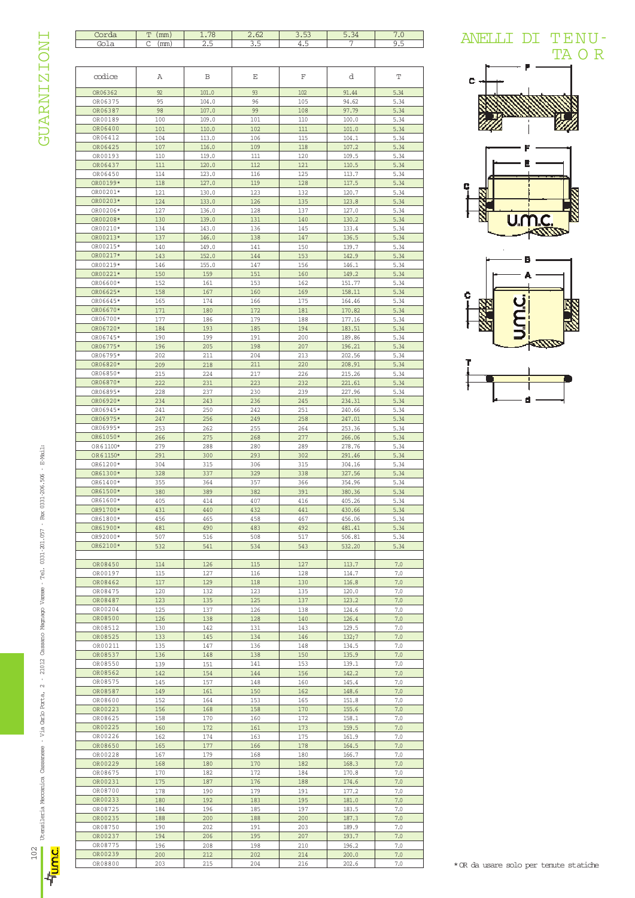# ANELLI DI TENUTA OR

## GUARNIZIONI

| Corda | T (mm) | 1.78 | 2.62 | 3.53 | 5.34 | 7.0 |
|---|---|---|---|---|---|---|
| Gola | C (mm) | 2.5 | 3.5 | 4.5 | 7 | 9.5 |

| codice | A | B | E | F | d | T |
|---|---|---|---|---|---|---|
| OR06362 | 92 | 101.0 | 93 | 102 | 91.44 | 5.34 |
| OR06375 | 95 | 104.0 | 96 | 105 | 94.62 | 5.34 |
| OR06387 | 98 | 107.0 | 99 | 108 | 97.79 | 5.34 |
| OR00189 | 100 | 109.0 | 101 | 110 | 100.0 | 5.34 |
| OR06400 | 101 | 110.0 | 102 | 111 | 101.0 | 5.34 |
| OR06412 | 104 | 113.0 | 106 | 115 | 104.1 | 5.34 |
| OR06425 | 107 | 116.0 | 109 | 118 | 107.2 | 5.34 |
| OR00193 | 110 | 119.0 | 111 | 120 | 109.5 | 5.34 |
| OR06437 | 111 | 120.0 | 112 | 121 | 110.5 | 5.34 |
| OR06450 | 114 | 123.0 | 116 | 125 | 113.7 | 5.34 |
| OR00199* | 118 | 127.0 | 119 | 128 | 117.5 | 5.34 |
| OR00201* | 121 | 130.0 | 123 | 132 | 120.7 | 5.34 |
| OR00203* | 124 | 133.0 | 126 | 135 | 123.8 | 5.34 |
| OR00206* | 127 | 136.0 | 128 | 137 | 127.0 | 5.34 |
| OR00208* | 130 | 139.0 | 131 | 140 | 130.2 | 5.34 |
| OR00210* | 134 | 143.0 | 136 | 145 | 133.4 | 5.34 |
| OR00213* | 137 | 146.0 | 138 | 147 | 136.5 | 5.34 |
| OR00215* | 140 | 149.0 | 141 | 150 | 139.7 | 5.34 |
| OR00217* | 143 | 152.0 | 144 | 153 | 142.9 | 5.34 |
| OR00219* | 146 | 155.0 | 147 | 156 | 146.1 | 5.34 |
| OR00221* | 150 | 159 | 151 | 160 | 149.2 | 5.34 |
| OR06600* | 152 | 161 | 153 | 162 | 151.77 | 5.34 |
| OR06625* | 158 | 167 | 160 | 169 | 158.11 | 5.34 |
| OR06645* | 165 | 174 | 166 | 175 | 164.46 | 5.34 |
| OR06670* | 171 | 180 | 172 | 181 | 170.82 | 5.34 |
| OR06700* | 177 | 186 | 179 | 188 | 177.16 | 5.34 |
| OR06720* | 184 | 193 | 185 | 194 | 183.51 | 5.34 |
| OR06745* | 190 | 199 | 191 | 200 | 189.86 | 5.34 |
| OR06775* | 196 | 205 | 198 | 207 | 196.21 | 5.34 |
| OR06795* | 202 | 211 | 204 | 213 | 202.56 | 5.34 |
| OR06820* | 209 | 218 | 211 | 220 | 208.91 | 5.34 |
| OR06850* | 215 | 224 | 217 | 226 | 215.26 | 5.34 |
| OR06870* | 222 | 231 | 223 | 232 | 221.61 | 5.34 |
| OR06895* | 228 | 237 | 230 | 239 | 227.96 | 5.34 |
| OR06920* | 234 | 243 | 236 | 245 | 234.31 | 5.34 |
| OR06945* | 241 | 250 | 242 | 251 | 240.66 | 5.34 |
| OR06975* | 247 | 256 | 249 | 258 | 247.01 | 5.34 |
| OR06995* | 253 | 262 | 255 | 264 | 253.36 | 5.34 |
| OR61050* | 266 | 275 | 268 | 277 | 266.06 | 5.34 |
| OR61100* | 279 | 288 | 280 | 289 | 278.76 | 5.34 |
| OR61150* | 291 | 300 | 293 | 302 | 291.46 | 5.34 |
| OR61200* | 304 | 315 | 306 | 315 | 304.16 | 5.34 |
| OR61300* | 328 | 337 | 329 | 338 | 327.56 | 5.34 |
| OR61400* | 355 | 364 | 357 | 366 | 354.96 | 5.34 |
| OR61500* | 380 | 389 | 382 | 391 | 380.36 | 5.34 |
| OR61600* | 405 | 414 | 407 | 416 | 405.26 | 5.34 |
| OR91700* | 431 | 440 | 432 | 441 | 430.66 | 5.34 |
| OR61800* | 456 | 465 | 458 | 467 | 456.06 | 5.34 |
| OR61900* | 481 | 490 | 483 | 492 | 481.41 | 5.34 |
| OR92000* | 507 | 516 | 508 | 517 | 506.81 | 5.34 |
| OR62100* | 532 | 541 | 534 | 543 | 532.20 | 5.34 |
| | | | | | | |
| OR08450 | 114 | 126 | 115 | 127 | 113.7 | 7.0 |
| OR00197 | 115 | 127 | 116 | 128 | 114.7 | 7.0 |
| OR08462 | 117 | 129 | 118 | 130 | 116.8 | 7.0 |
| OR08475 | 120 | 132 | 123 | 135 | 120.0 | 7.0 |
| OR08487 | 123 | 135 | 125 | 137 | 123.2 | 7.0 |
| OR00204 | 125 | 137 | 126 | 138 | 124.6 | 7.0 |
| OR08500 | 126 | 138 | 128 | 140 | 126.4 | 7.0 |
| OR08512 | 130 | 142 | 131 | 143 | 129.5 | 7.0 |
| OR08525 | 133 | 145 | 134 | 146 | 132;7 | 7.0 |
| OR00211 | 135 | 147 | 136 | 148 | 134.5 | 7.0 |
| OR08537 | 136 | 148 | 138 | 150 | 135.9 | 7.0 |
| OR08550 | 139 | 151 | 141 | 153 | 139.1 | 7.0 |
| OR08562 | 142 | 154 | 144 | 156 | 142.2 | 7.0 |
| OR08575 | 145 | 157 | 148 | 160 | 145.4 | 7.0 |
| OR08587 | 149 | 161 | 150 | 162 | 148.6 | 7.0 |
| OR08600 | 152 | 164 | 153 | 165 | 151.8 | 7.0 |
| OR00223 | 156 | 168 | 158 | 170 | 155.6 | 7.0 |
| OR08625 | 158 | 170 | 160 | 172 | 158.1 | 7.0 |
| OR00225 | 160 | 172 | 161 | 173 | 159.5 | 7.0 |
| OR00226 | 162 | 174 | 163 | 175 | 161.9 | 7.0 |
| OR08650 | 165 | 177 | 166 | 178 | 164.5 | 7.0 |
| OR00228 | 167 | 179 | 168 | 180 | 166.7 | 7.0 |
| OR00229 | 168 | 180 | 170 | 182 | 168.3 | 7.0 |
| OR08675 | 170 | 182 | 172 | 184 | 170.8 | 7.0 |
| OR00231 | 175 | 187 | 176 | 188 | 174.6 | 7.0 |
| OR08700 | 178 | 190 | 179 | 191 | 177.2 | 7.0 |
| OR00233 | 180 | 192 | 183 | 195 | 181.0 | 7.0 |
| OR08725 | 184 | 196 | 185 | 197 | 183.5 | 7.0 |
| OR00235 | 188 | 200 | 188 | 200 | 187.3 | 7.0 |
| OR08750 | 190 | 202 | 191 | 203 | 189.9 | 7.0 |
| OR00237 | 194 | 206 | 195 | 207 | 193.7 | 7.0 |
| OR08775 | 196 | 208 | 198 | 210 | 196.2 | 7.0 |
| OR00239 | 200 | 212 | 202 | 214 | 200.0 | 7.0 |
| OR08800 | 203 | 215 | 204 | 216 | 202.6 | 7.0 |

*OR da usare solo per tenute statiche

Utensileria Meccanica Cassanese - Via Carlo Porta, 2 - 21012 Cassano Magnago Varese - Tel. 0331-201.057 - Fax 0331-206.506 - E-Mail: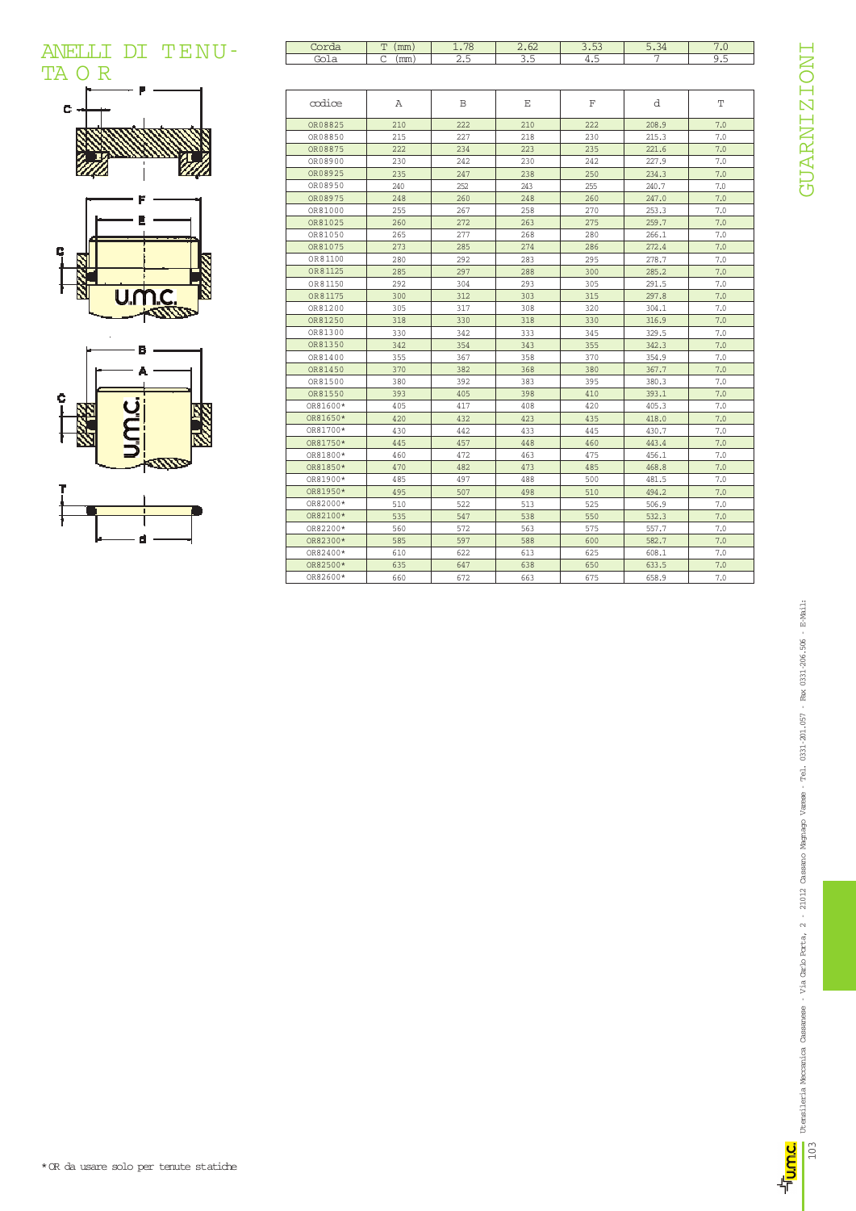# ANELLI DI TENUTA OR

| Corda | T (mm) | 1.78 | 2.62 | 3.53 | 5.34 | 7.0 |
|---|---|---|---|---|---|---|
| Gola | C (mm) | 2.5 | 3.5 | 4.5 | 7 | 9.5 |

| codice | A | B | E | F | d | T |
|---|---|---|---|---|---|---|
| OR08825 | 210 | 222 | 210 | 222 | 208.9 | 7.0 |
| OR08850 | 215 | 227 | 218 | 230 | 215.3 | 7.0 |
| OR08875 | 222 | 234 | 223 | 235 | 221.6 | 7.0 |
| OR08900 | 230 | 242 | 230 | 242 | 227.9 | 7.0 |
| OR08925 | 235 | 247 | 238 | 250 | 234.3 | 7.0 |
| OR08950 | 240 | 252 | 243 | 255 | 240.7 | 7.0 |
| OR08975 | 248 | 260 | 248 | 260 | 247.0 | 7.0 |
| OR81000 | 255 | 267 | 258 | 270 | 253.3 | 7.0 |
| OR81025 | 260 | 272 | 263 | 275 | 259.7 | 7.0 |
| OR81050 | 265 | 277 | 268 | 280 | 266.1 | 7.0 |
| OR81075 | 273 | 285 | 274 | 286 | 272.4 | 7.0 |
| OR81100 | 280 | 292 | 283 | 295 | 278.7 | 7.0 |
| OR81125 | 285 | 297 | 288 | 300 | 285.2 | 7.0 |
| OR81150 | 292 | 304 | 293 | 305 | 291.5 | 7.0 |
| OR81175 | 300 | 312 | 303 | 315 | 297.8 | 7.0 |
| OR81200 | 305 | 317 | 308 | 320 | 304.1 | 7.0 |
| OR81250 | 318 | 330 | 318 | 330 | 316.9 | 7.0 |
| OR81300 | 330 | 342 | 333 | 345 | 329.5 | 7.0 |
| OR81350 | 342 | 354 | 343 | 355 | 342.3 | 7.0 |
| OR81400 | 355 | 367 | 358 | 370 | 354.9 | 7.0 |
| OR81450 | 370 | 382 | 368 | 380 | 367.7 | 7.0 |
| OR81500 | 380 | 392 | 383 | 395 | 380.3 | 7.0 |
| OR81550 | 393 | 405 | 398 | 410 | 393.1 | 7.0 |
| OR81600* | 405 | 417 | 408 | 420 | 405.3 | 7.0 |
| OR81650* | 420 | 432 | 423 | 435 | 418.0 | 7.0 |
| OR81700* | 430 | 442 | 433 | 445 | 430.7 | 7.0 |
| OR81750* | 445 | 457 | 448 | 460 | 443.4 | 7.0 |
| OR81800* | 460 | 472 | 463 | 475 | 456.1 | 7.0 |
| OR81850* | 470 | 482 | 473 | 485 | 468.8 | 7.0 |
| OR81900* | 485 | 497 | 488 | 500 | 481.5 | 7.0 |
| OR81950* | 495 | 507 | 498 | 510 | 494.2 | 7.0 |
| OR82000* | 510 | 522 | 513 | 525 | 506.9 | 7.0 |
| OR82100* | 535 | 547 | 538 | 550 | 532.3 | 7.0 |
| OR82200* | 560 | 572 | 563 | 575 | 557.7 | 7.0 |
| OR82300* | 585 | 597 | 588 | 600 | 582.7 | 7.0 |
| OR82400* | 610 | 622 | 613 | 625 | 608.1 | 7.0 |
| OR82500* | 635 | 647 | 638 | 650 | 633.5 | 7.0 |
| OR82600* | 660 | 672 | 663 | 675 | 658.9 | 7.0 |

* OR da usare solo per tenute statiche